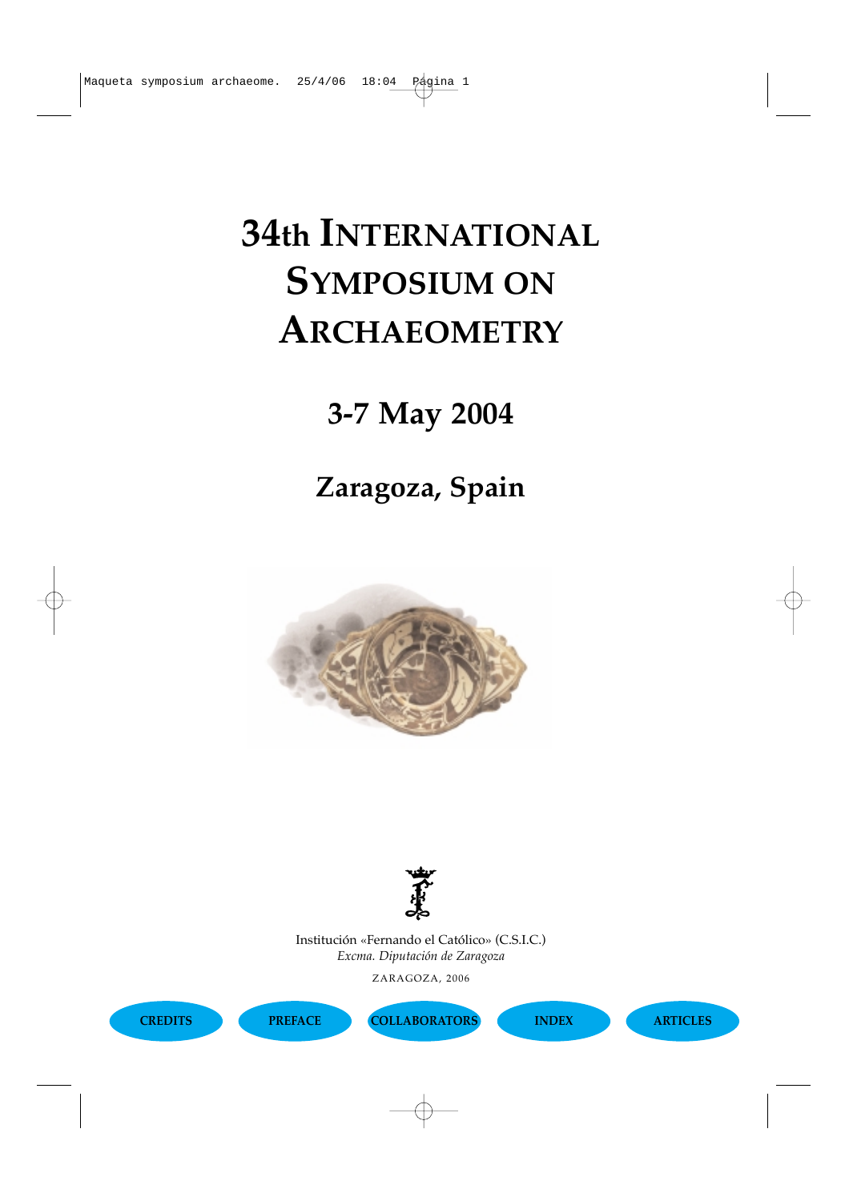# 34th INTERNATIONAL SYMPOSIUM ON ARCHAEOMETRY

## 3-7 May 2004

## Zaragoza, Spain

Institución «Fernando el Católico» (C.S.I.C.)
*Excma. Diputación de Zaragoza*

ZARAGOZA, 2006

CREDITS | PREFACE | COLLABORATORS | INDEX | ARTICLES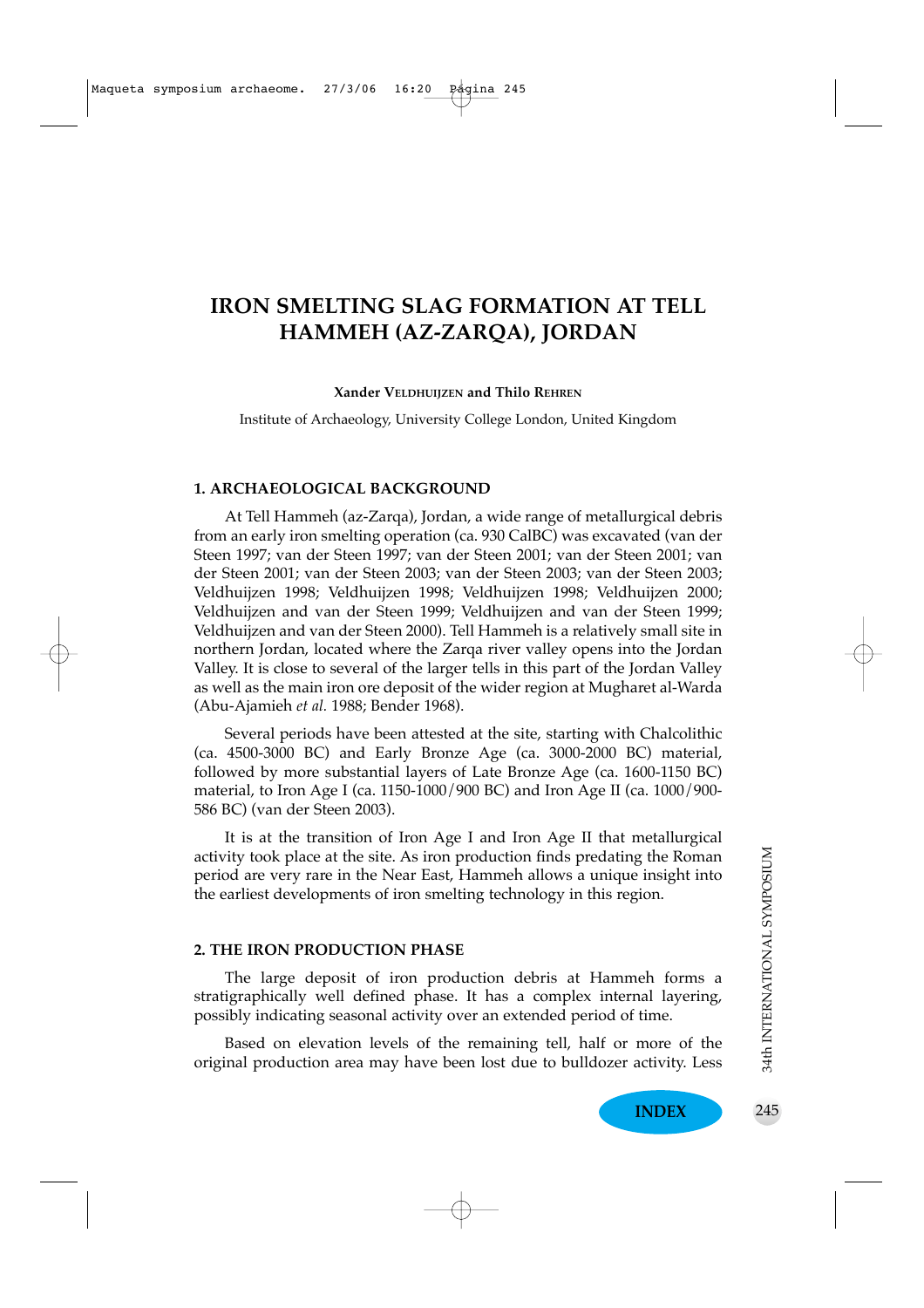# IRON SMELTING SLAG FORMATION AT TELL HAMMEH (AZ-ZARQA), JORDAN

**Xander Veldhuijzen and Thilo Rehren**

Institute of Archaeology, University College London, United Kingdom

## 1. ARCHAEOLOGICAL BACKGROUND

At Tell Hammeh (az-Zarqa), Jordan, a wide range of metallurgical debris from an early iron smelting operation (ca. 930 CalBC) was excavated (van der Steen 1997; van der Steen 1997; van der Steen 2001; van der Steen 2001; van der Steen 2001; van der Steen 2003; van der Steen 2003; van der Steen 2003; Veldhuijzen 1998; Veldhuijzen 1998; Veldhuijzen 1998; Veldhuijzen 2000; Veldhuijzen and van der Steen 1999; Veldhuijzen and van der Steen 1999; Veldhuijzen and van der Steen 2000). Tell Hammeh is a relatively small site in northern Jordan, located where the Zarqa river valley opens into the Jordan Valley. It is close to several of the larger tells in this part of the Jordan Valley as well as the main iron ore deposit of the wider region at Mugharet al-Warda (Abu-Ajamieh *et al.* 1988; Bender 1968).

Several periods have been attested at the site, starting with Chalcolithic (ca. 4500-3000 BC) and Early Bronze Age (ca. 3000-2000 BC) material, followed by more substantial layers of Late Bronze Age (ca. 1600-1150 BC) material, to Iron Age I (ca. 1150-1000/900 BC) and Iron Age II (ca. 1000/900-586 BC) (van der Steen 2003).

It is at the transition of Iron Age I and Iron Age II that metallurgical activity took place at the site. As iron production finds predating the Roman period are very rare in the Near East, Hammeh allows a unique insight into the earliest developments of iron smelting technology in this region.

## 2. THE IRON PRODUCTION PHASE

The large deposit of iron production debris at Hammeh forms a stratigraphically well defined phase. It has a complex internal layering, possibly indicating seasonal activity over an extended period of time.

Based on elevation levels of the remaining tell, half or more of the original production area may have been lost due to bulldozer activity. Less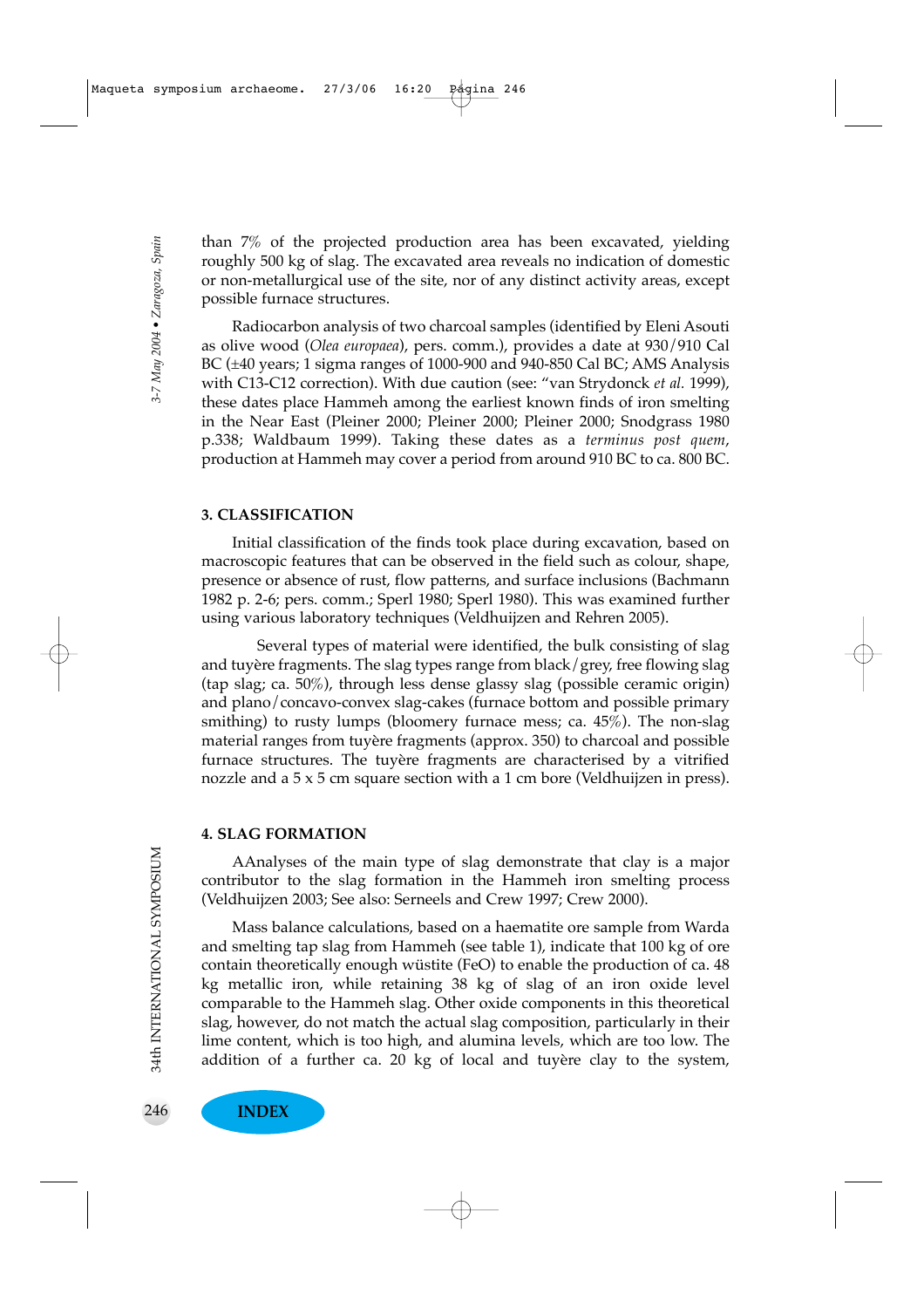than 7% of the projected production area has been excavated, yielding roughly 500 kg of slag. The excavated area reveals no indication of domestic or non-metallurgical use of the site, nor of any distinct activity areas, except possible furnace structures.

Radiocarbon analysis of two charcoal samples (identified by Eleni Asouti as olive wood (*Olea europaea*), pers. comm.), provides a date at 930/910 Cal BC (±40 years; 1 sigma ranges of 1000-900 and 940-850 Cal BC; AMS Analysis with C13-C12 correction). With due caution (see: "van Strydonck *et al.* 1999), these dates place Hammeh among the earliest known finds of iron smelting in the Near East (Pleiner 2000; Pleiner 2000; Pleiner 2000; Snodgrass 1980 p.338; Waldbaum 1999). Taking these dates as a *terminus post quem*, production at Hammeh may cover a period from around 910 BC to ca. 800 BC.

## 3. CLASSIFICATION

Initial classification of the finds took place during excavation, based on macroscopic features that can be observed in the field such as colour, shape, presence or absence of rust, flow patterns, and surface inclusions (Bachmann 1982 p. 2-6; pers. comm.; Sperl 1980; Sperl 1980). This was examined further using various laboratory techniques (Veldhuijzen and Rehren 2005).

Several types of material were identified, the bulk consisting of slag and tuyère fragments. The slag types range from black/grey, free flowing slag (tap slag; ca. 50%), through less dense glassy slag (possible ceramic origin) and plano/concavo-convex slag-cakes (furnace bottom and possible primary smithing) to rusty lumps (bloomery furnace mess; ca. 45%). The non-slag material ranges from tuyère fragments (approx. 350) to charcoal and possible furnace structures. The tuyère fragments are characterised by a vitrified nozzle and a 5 x 5 cm square section with a 1 cm bore (Veldhuijzen in press).

## 4. SLAG FORMATION

AAnalyses of the main type of slag demonstrate that clay is a major contributor to the slag formation in the Hammeh iron smelting process (Veldhuijzen 2003; See also: Serneels and Crew 1997; Crew 2000).

Mass balance calculations, based on a haematite ore sample from Warda and smelting tap slag from Hammeh (see table 1), indicate that 100 kg of ore contain theoretically enough wüstite (FeO) to enable the production of ca. 48 kg metallic iron, while retaining 38 kg of slag of an iron oxide level comparable to the Hammeh slag. Other oxide components in this theoretical slag, however, do not match the actual slag composition, particularly in their lime content, which is too high, and alumina levels, which are too low. The addition of a further ca. 20 kg of local and tuyère clay to the system,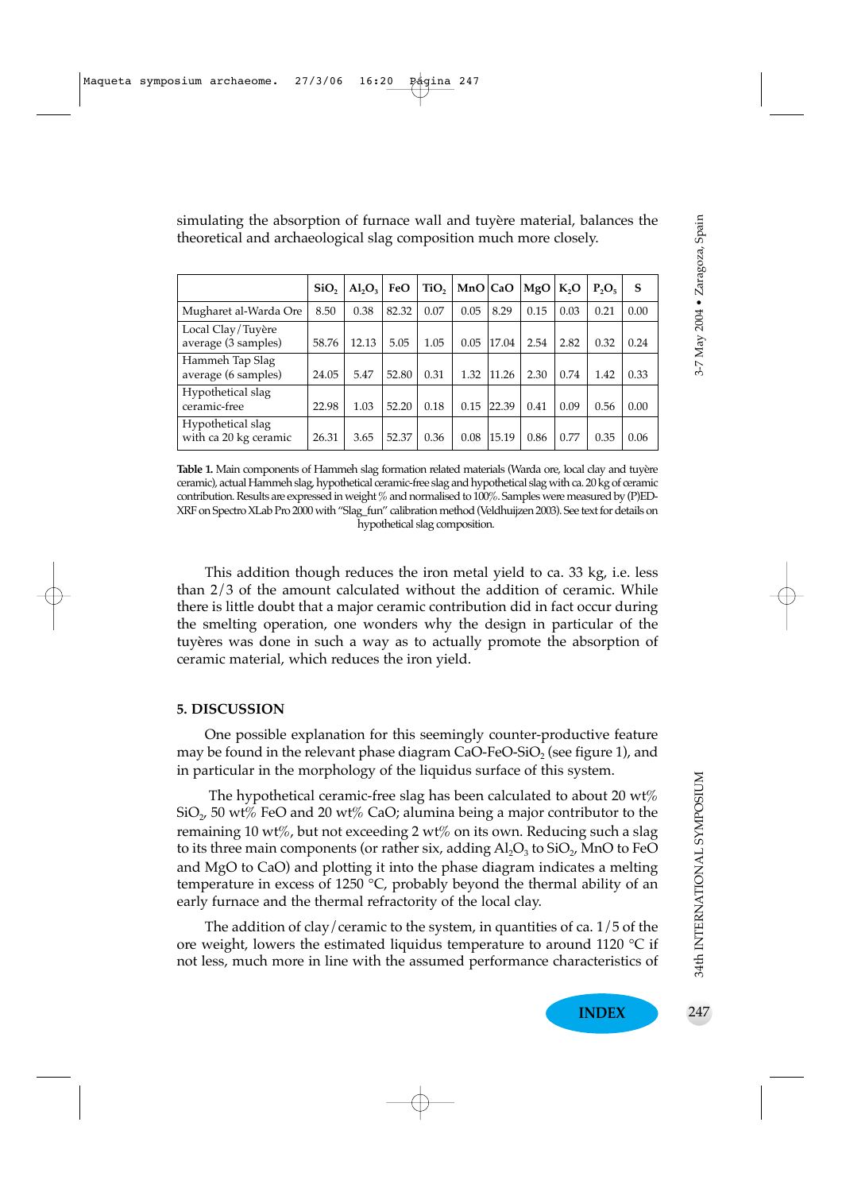simulating the absorption of furnace wall and tuyère material, balances the theoretical and archaeological slag composition much more closely.

| | $SiO_2$ | $Al_2O_3$ | FeO | $TiO_2$ | MnO | CaO | MgO | $K_2O$ | $P_2O_5$ | S |
|---|---|---|---|---|---|---|---|---|---|---|
| Mugharet al-Warda Ore | 8.50 | 0.38 | 82.32 | 0.07 | 0.05 | 8.29 | 0.15 | 0.03 | 0.21 | 0.00 |
| Local Clay/Tuyère average (3 samples) | 58.76 | 12.13 | 5.05 | 1.05 | 0.05 | 17.04 | 2.54 | 2.82 | 0.32 | 0.24 |
| Hammeh Tap Slag average (6 samples) | 24.05 | 5.47 | 52.80 | 0.31 | 1.32 | 11.26 | 2.30 | 0.74 | 1.42 | 0.33 |
| Hypothetical slag ceramic-free | 22.98 | 1.03 | 52.20 | 0.18 | 0.15 | 22.39 | 0.41 | 0.09 | 0.56 | 0.00 |
| Hypothetical slag with ca 20 kg ceramic | 26.31 | 3.65 | 52.37 | 0.36 | 0.08 | 15.19 | 0.86 | 0.77 | 0.35 | 0.06 |

**Table 1.** Main components of Hammeh slag formation related materials (Warda ore, local clay and tuyère ceramic), actual Hammeh slag, hypothetical ceramic-free slag and hypothetical slag with ca. 20 kg of ceramic contribution. Results are expressed in weight % and normalised to 100%. Samples were measured by (P)ED-XRF on Spectro XLab Pro 2000 with "Slag_fun" calibration method (Veldhuijzen 2003). See text for details on hypothetical slag composition.

This addition though reduces the iron metal yield to ca. 33 kg, i.e. less than 2/3 of the amount calculated without the addition of ceramic. While there is little doubt that a major ceramic contribution did in fact occur during the smelting operation, one wonders why the design in particular of the tuyères was done in such a way as to actually promote the absorption of ceramic material, which reduces the iron yield.

## 5. DISCUSSION

One possible explanation for this seemingly counter-productive feature may be found in the relevant phase diagram $CaO$-$FeO$-$SiO_2$ (see figure 1), and in particular in the morphology of the liquidus surface of this system.

The hypothetical ceramic-free slag has been calculated to about 20 wt% $SiO_2$, 50 wt% FeO and 20 wt% CaO; alumina being a major contributor to the remaining 10 wt%, but not exceeding 2 wt% on its own. Reducing such a slag to its three main components (or rather six, adding $Al_2O_3$ to $SiO_2$, MnO to FeO and MgO to CaO) and plotting it into the phase diagram indicates a melting temperature in excess of 1250 °C, probably beyond the thermal ability of an early furnace and the thermal refractority of the local clay.

The addition of clay/ceramic to the system, in quantities of ca. 1/5 of the ore weight, lowers the estimated liquidus temperature to around 1120 °C if not less, much more in line with the assumed performance characteristics of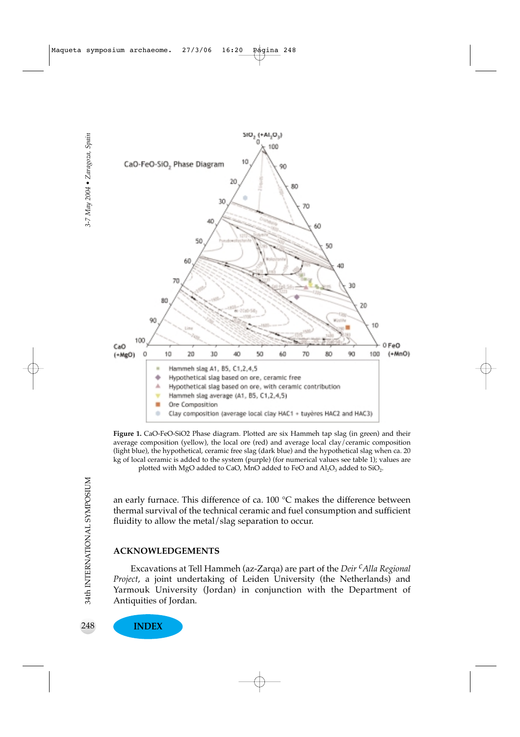**Figure 1.** CaO-FeO-SiO2 Phase diagram. Plotted are six Hammeh tap slag (in green) and their average composition (yellow), the local ore (red) and average local clay/ceramic composition (light blue), the hypothetical, ceramic free slag (dark blue) and the hypothetical slag when ca. 20 kg of local ceramic is added to the system (purple) (for numerical values see table 1); values are plotted with MgO added to CaO, MnO added to FeO and $Al_2O_3$ added to $SiO_2$.

an early furnace. This difference of ca. 100 °C makes the difference between thermal survival of the technical ceramic and fuel consumption and sufficient fluidity to allow the metal/slag separation to occur.

## ACKNOWLEDGEMENTS

Excavations at Tell Hammeh (az-Zarqa) are part of the *Deir ᶜAlla Regional Project*, a joint undertaking of Leiden University (the Netherlands) and Yarmouk University (Jordan) in conjunction with the Department of Antiquities of Jordan.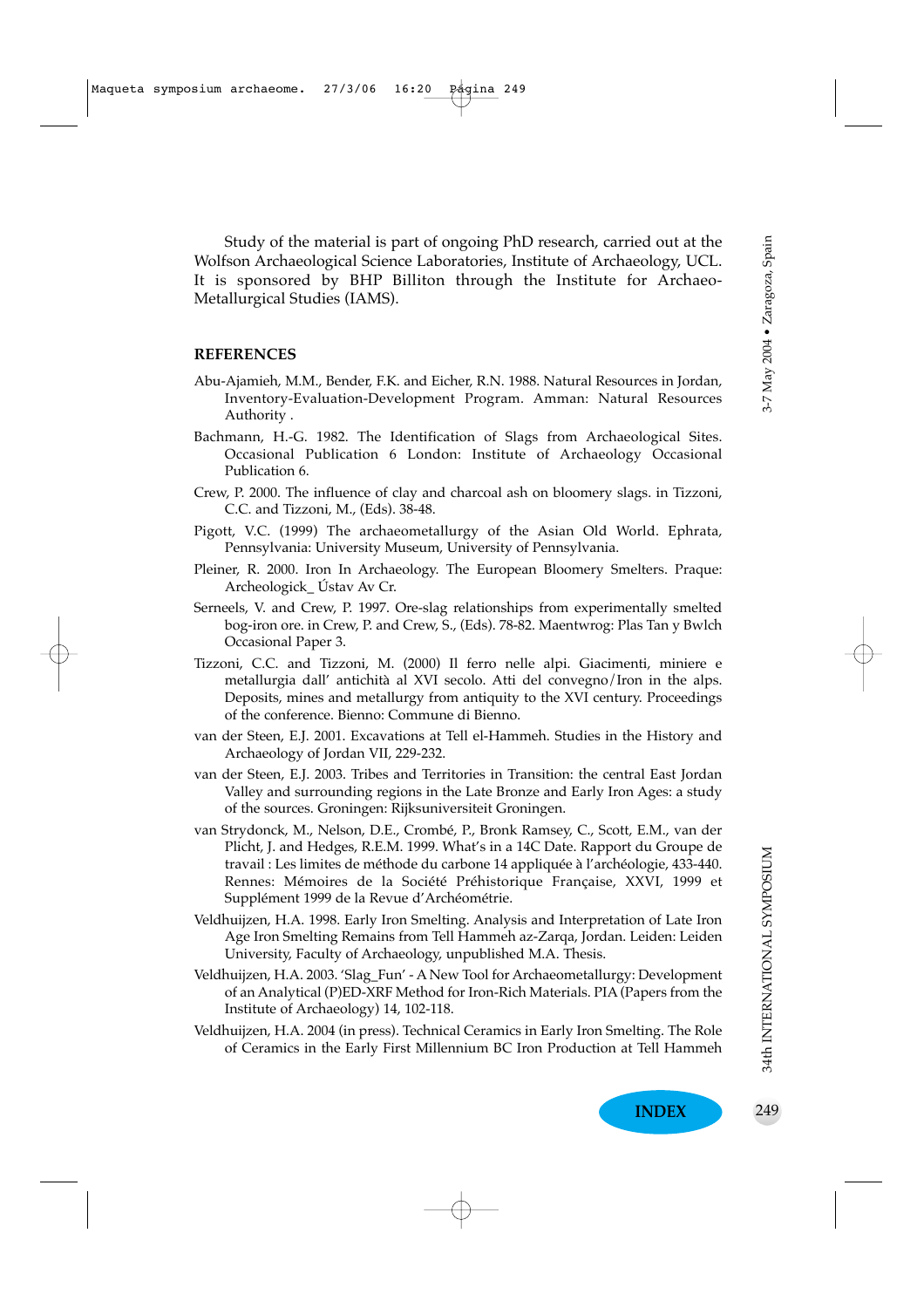Study of the material is part of ongoing PhD research, carried out at the Wolfson Archaeological Science Laboratories, Institute of Archaeology, UCL. It is sponsored by BHP Billiton through the Institute for Archaeo-Metallurgical Studies (IAMS).

## REFERENCES

Abu-Ajamieh, M.M., Bender, F.K. and Eicher, R.N. 1988. Natural Resources in Jordan, Inventory-Evaluation-Development Program. Amman: Natural Resources Authority .

Bachmann, H.-G. 1982. The Identification of Slags from Archaeological Sites. Occasional Publication 6 London: Institute of Archaeology Occasional Publication 6.

Crew, P. 2000. The influence of clay and charcoal ash on bloomery slags. in Tizzoni, C.C. and Tizzoni, M., (Eds). 38-48.

Pigott, V.C. (1999) The archaeometallurgy of the Asian Old World. Ephrata, Pennsylvania: University Museum, University of Pennsylvania.

Pleiner, R. 2000. Iron In Archaeology. The European Bloomery Smelters. Praque: Archeologick_ Ústav Av Cr.

Serneels, V. and Crew, P. 1997. Ore-slag relationships from experimentally smelted bog-iron ore. in Crew, P. and Crew, S., (Eds). 78-82. Maentwrog: Plas Tan y Bwlch Occasional Paper 3.

Tizzoni, C.C. and Tizzoni, M. (2000) Il ferro nelle alpi. Giacimenti, miniere e metallurgia dall' antichità al XVI secolo. Atti del convegno/Iron in the alps. Deposits, mines and metallurgy from antiquity to the XVI century. Proceedings of the conference. Bienno: Commune di Bienno.

van der Steen, E.J. 2001. Excavations at Tell el-Hammeh. Studies in the History and Archaeology of Jordan VII, 229-232.

van der Steen, E.J. 2003. Tribes and Territories in Transition: the central East Jordan Valley and surrounding regions in the Late Bronze and Early Iron Ages: a study of the sources. Groningen: Rijksuniversiteit Groningen.

van Strydonck, M., Nelson, D.E., Crombé, P., Bronk Ramsey, C., Scott, E.M., van der Plicht, J. and Hedges, R.E.M. 1999. What's in a 14C Date. Rapport du Groupe de travail : Les limites de méthode du carbone 14 appliquée à l'archéologie, 433-440. Rennes: Mémoires de la Société Préhistorique Française, XXVI, 1999 et Supplément 1999 de la Revue d'Archéométrie.

Veldhuijzen, H.A. 1998. Early Iron Smelting. Analysis and Interpretation of Late Iron Age Iron Smelting Remains from Tell Hammeh az-Zarqa, Jordan. Leiden: Leiden University, Faculty of Archaeology, unpublished M.A. Thesis.

Veldhuijzen, H.A. 2003. 'Slag_Fun' - A New Tool for Archaeometallurgy: Development of an Analytical (P)ED-XRF Method for Iron-Rich Materials. PIA (Papers from the Institute of Archaeology) 14, 102-118.

Veldhuijzen, H.A. 2004 (in press). Technical Ceramics in Early Iron Smelting. The Role of Ceramics in the Early First Millennium BC Iron Production at Tell Hammeh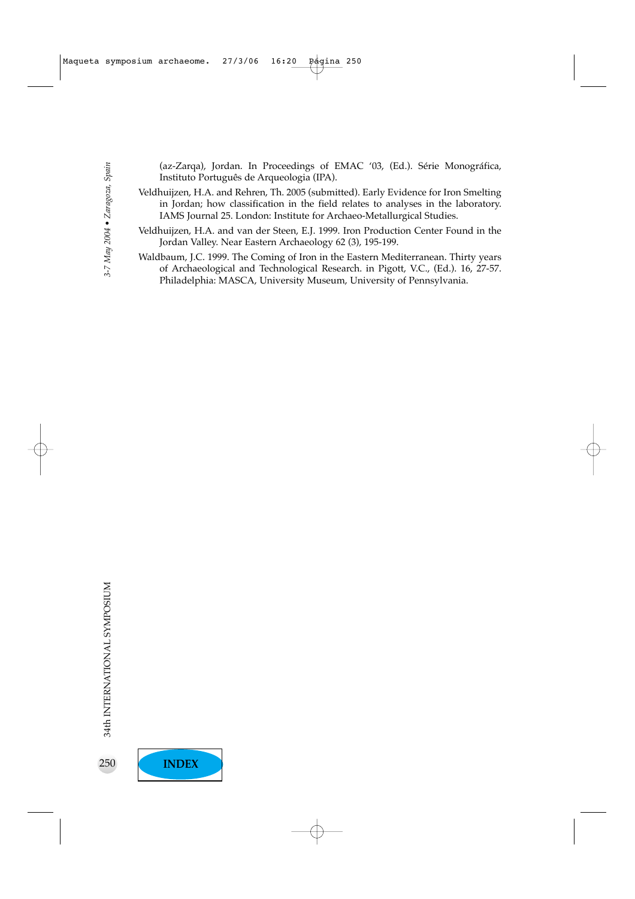(az-Zarqa), Jordan. In Proceedings of EMAC '03, (Ed.). Série Monográfica, Instituto Português de Arqueologia (IPA).

Veldhuijzen, H.A. and Rehren, Th. 2005 (submitted). Early Evidence for Iron Smelting in Jordan; how classification in the field relates to analyses in the laboratory. IAMS Journal 25. London: Institute for Archaeo-Metallurgical Studies.

Veldhuijzen, H.A. and van der Steen, E.J. 1999. Iron Production Center Found in the Jordan Valley. Near Eastern Archaeology 62 (3), 195-199.

Waldbaum, J.C. 1999. The Coming of Iron in the Eastern Mediterranean. Thirty years of Archaeological and Technological Research. in Pigott, V.C., (Ed.). 16, 27-57. Philadelphia: MASCA, University Museum, University of Pennsylvania.